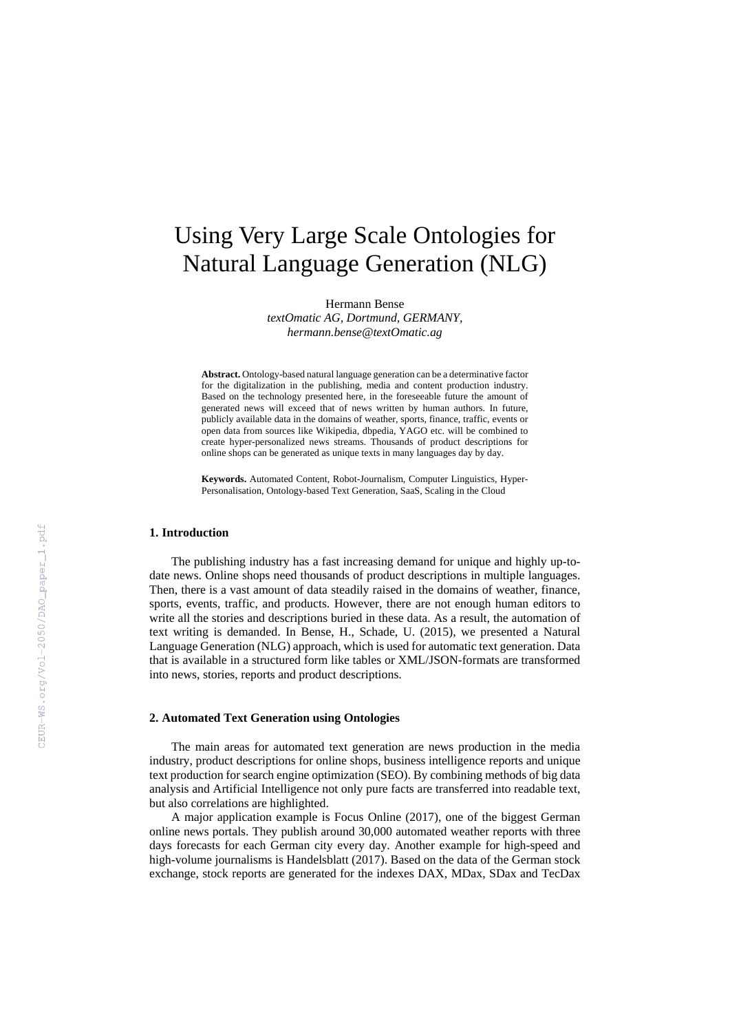# Using Very Large Scale Ontologies for Natural Language Generation (NLG)

Hermann Bense

*textOmatic AG, Dortmund, GERMANY,*
*hermann.bense@textOmatic.ag*

**Abstract.** Ontology-based natural language generation can be a determinative factor for the digitalization in the publishing, media and content production industry. Based on the technology presented here, in the foreseeable future the amount of generated news will exceed that of news written by human authors. In future, publicly available data in the domains of weather, sports, finance, traffic, events or open data from sources like Wikipedia, dbpedia, YAGO etc. will be combined to create hyper-personalized news streams. Thousands of product descriptions for online shops can be generated as unique texts in many languages day by day.

**Keywords.** Automated Content, Robot-Journalism, Computer Linguistics, Hyper-Personalisation, Ontology-based Text Generation, SaaS, Scaling in the Cloud

## 1. Introduction

The publishing industry has a fast increasing demand for unique and highly up-to-date news. Online shops need thousands of product descriptions in multiple languages. Then, there is a vast amount of data steadily raised in the domains of weather, finance, sports, events, traffic, and products. However, there are not enough human editors to write all the stories and descriptions buried in these data. As a result, the automation of text writing is demanded. In Bense, H., Schade, U. (2015), we presented a Natural Language Generation (NLG) approach, which is used for automatic text generation. Data that is available in a structured form like tables or XML/JSON-formats are transformed into news, stories, reports and product descriptions.

## 2. Automated Text Generation using Ontologies

The main areas for automated text generation are news production in the media industry, product descriptions for online shops, business intelligence reports and unique text production for search engine optimization (SEO). By combining methods of big data analysis and Artificial Intelligence not only pure facts are transferred into readable text, but also correlations are highlighted.

A major application example is Focus Online (2017), one of the biggest German online news portals. They publish around 30,000 automated weather reports with three days forecasts for each German city every day. Another example for high-speed and high-volume journalisms is Handelsblatt (2017). Based on the data of the German stock exchange, stock reports are generated for the indexes DAX, MDax, SDax and TecDax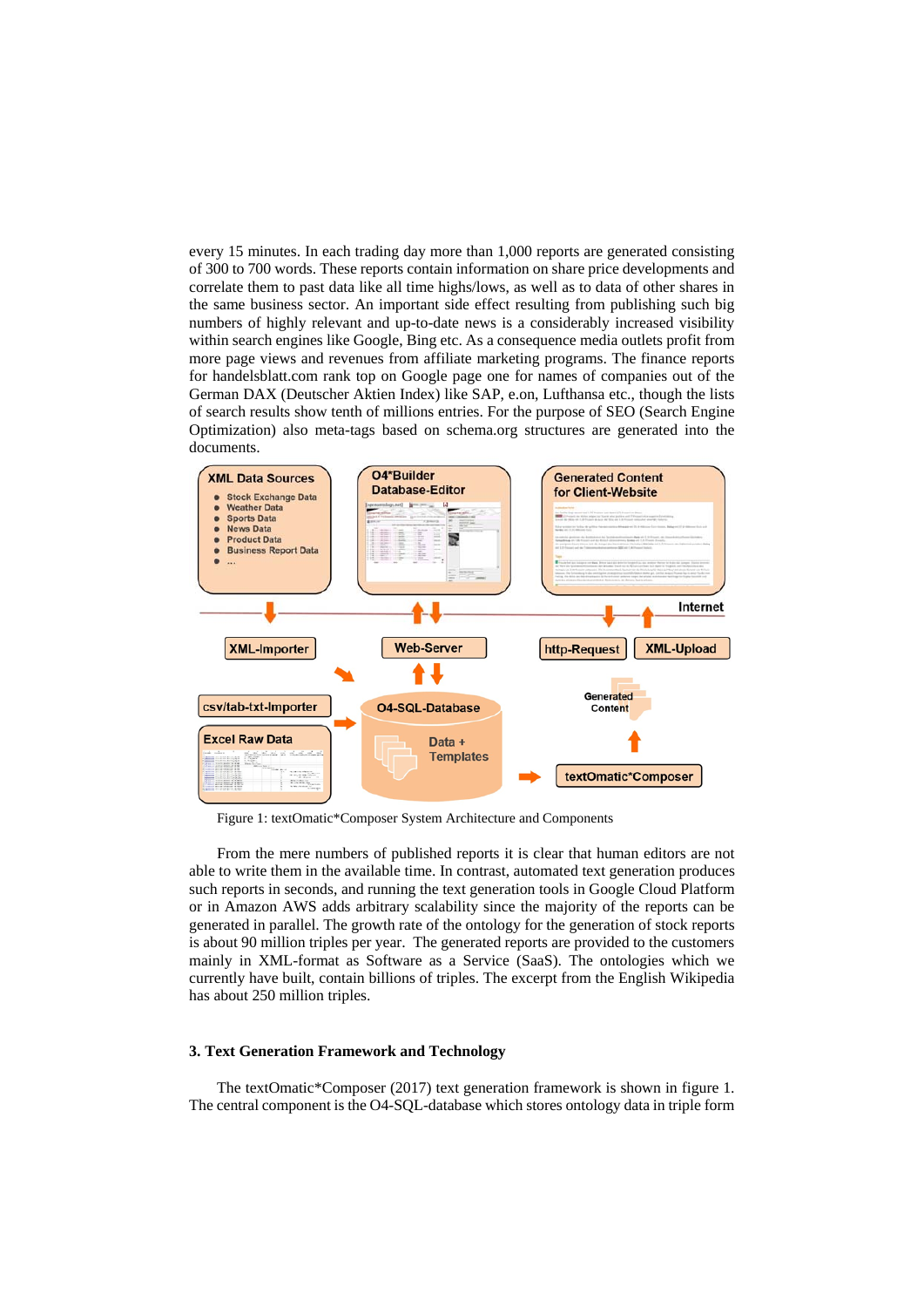every 15 minutes. In each trading day more than 1,000 reports are generated consisting of 300 to 700 words. These reports contain information on share price developments and correlate them to past data like all time highs/lows, as well as to data of other shares in the same business sector. An important side effect resulting from publishing such big numbers of highly relevant and up-to-date news is a considerably increased visibility within search engines like Google, Bing etc. As a consequence media outlets profit from more page views and revenues from affiliate marketing programs. The finance reports for handelsblatt.com rank top on Google page one for names of companies out of the German DAX (Deutscher Aktien Index) like SAP, e.on, Lufthansa etc., though the lists of search results show tenth of millions entries. For the purpose of SEO (Search Engine Optimization) also meta-tags based on schema.org structures are generated into the documents.

Figure 1: textOmatic*Composer System Architecture and Components

From the mere numbers of published reports it is clear that human editors are not able to write them in the available time. In contrast, automated text generation produces such reports in seconds, and running the text generation tools in Google Cloud Platform or in Amazon AWS adds arbitrary scalability since the majority of the reports can be generated in parallel. The growth rate of the ontology for the generation of stock reports is about 90 million triples per year. The generated reports are provided to the customers mainly in XML-format as Software as a Service (SaaS). The ontologies which we currently have built, contain billions of triples. The excerpt from the English Wikipedia has about 250 million triples.

### 3. Text Generation Framework and Technology

The textOmatic*Composer (2017) text generation framework is shown in figure 1. The central component is the O4-SQL-database which stores ontology data in triple form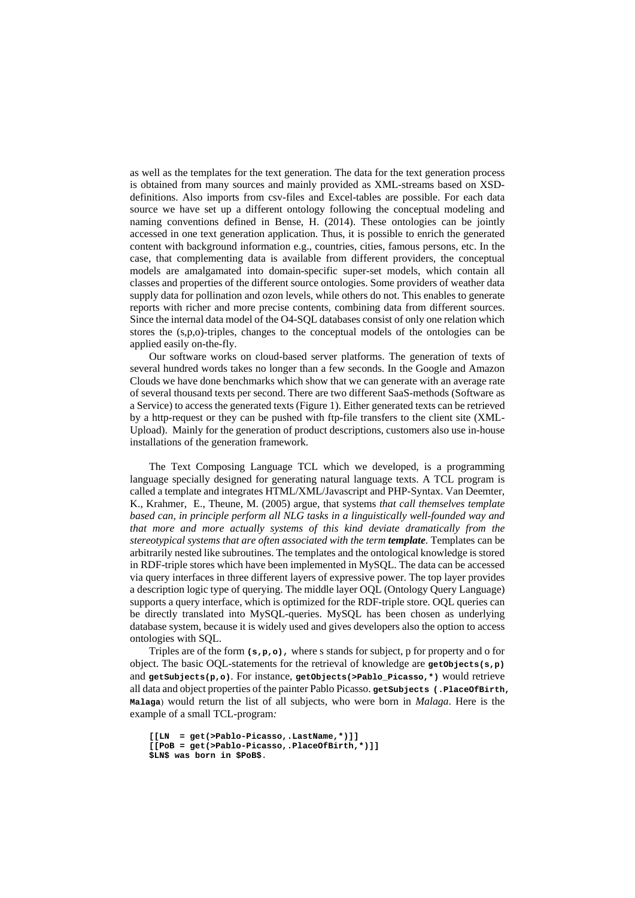as well as the templates for the text generation. The data for the text generation process is obtained from many sources and mainly provided as XML-streams based on XSD-definitions. Also imports from csv-files and Excel-tables are possible. For each data source we have set up a different ontology following the conceptual modeling and naming conventions defined in Bense, H. (2014). These ontologies can be jointly accessed in one text generation application. Thus, it is possible to enrich the generated content with background information e.g., countries, cities, famous persons, etc. In the case, that complementing data is available from different providers, the conceptual models are amalgamated into domain-specific super-set models, which contain all classes and properties of the different source ontologies. Some providers of weather data supply data for pollination and ozon levels, while others do not. This enables to generate reports with richer and more precise contents, combining data from different sources. Since the internal data model of the O4-SQL databases consist of only one relation which stores the (s,p,o)-triples, changes to the conceptual models of the ontologies can be applied easily on-the-fly.

Our software works on cloud-based server platforms. The generation of texts of several hundred words takes no longer than a few seconds. In the Google and Amazon Clouds we have done benchmarks which show that we can generate with an average rate of several thousand texts per second. There are two different SaaS-methods (Software as a Service) to access the generated texts (Figure 1). Either generated texts can be retrieved by a http-request or they can be pushed with ftp-file transfers to the client site (XML-Upload). Mainly for the generation of product descriptions, customers also use in-house installations of the generation framework.

The Text Composing Language TCL which we developed, is a programming language specially designed for generating natural language texts. A TCL program is called a template and integrates HTML/XML/Javascript and PHP-Syntax. Van Deemter, K., Krahmer, E., Theune, M. (2005) argue, that systems *that call themselves template based can, in principle perform all NLG tasks in a linguistically well-founded way and that more and more actually systems of this kind deviate dramatically from the stereotypical systems that are often associated with the term **template***. Templates can be arbitrarily nested like subroutines. The templates and the ontological knowledge is stored in RDF-triple stores which have been implemented in MySQL. The data can be accessed via query interfaces in three different layers of expressive power. The top layer provides a description logic type of querying. The middle layer OQL (Ontology Query Language) supports a query interface, which is optimized for the RDF-triple store. OQL queries can be directly translated into MySQL-queries. MySQL has been chosen as underlying database system, because it is widely used and gives developers also the option to access ontologies with SQL.

Triples are of the form `(s,p,o),` where s stands for subject, p for property and o for object. The basic OQL-statements for the retrieval of knowledge are `getObjects(s,p)` and `getSubjects(p,o)`. For instance, `getObjects(>Pablo_Picasso,*)` would retrieve all data and object properties of the painter Pablo Picasso. `getSubjects (.PlaceOfBirth, Malaga`) would return the list of all subjects, who were born in *Malaga*. Here is the example of a small TCL-program*:*

```
[[LN  = get(>Pablo-Picasso,.LastName,*)]]
[[PoB = get(>Pablo-Picasso,.PlaceOfBirth,*)]]
$LN$ was born in $PoB$.
```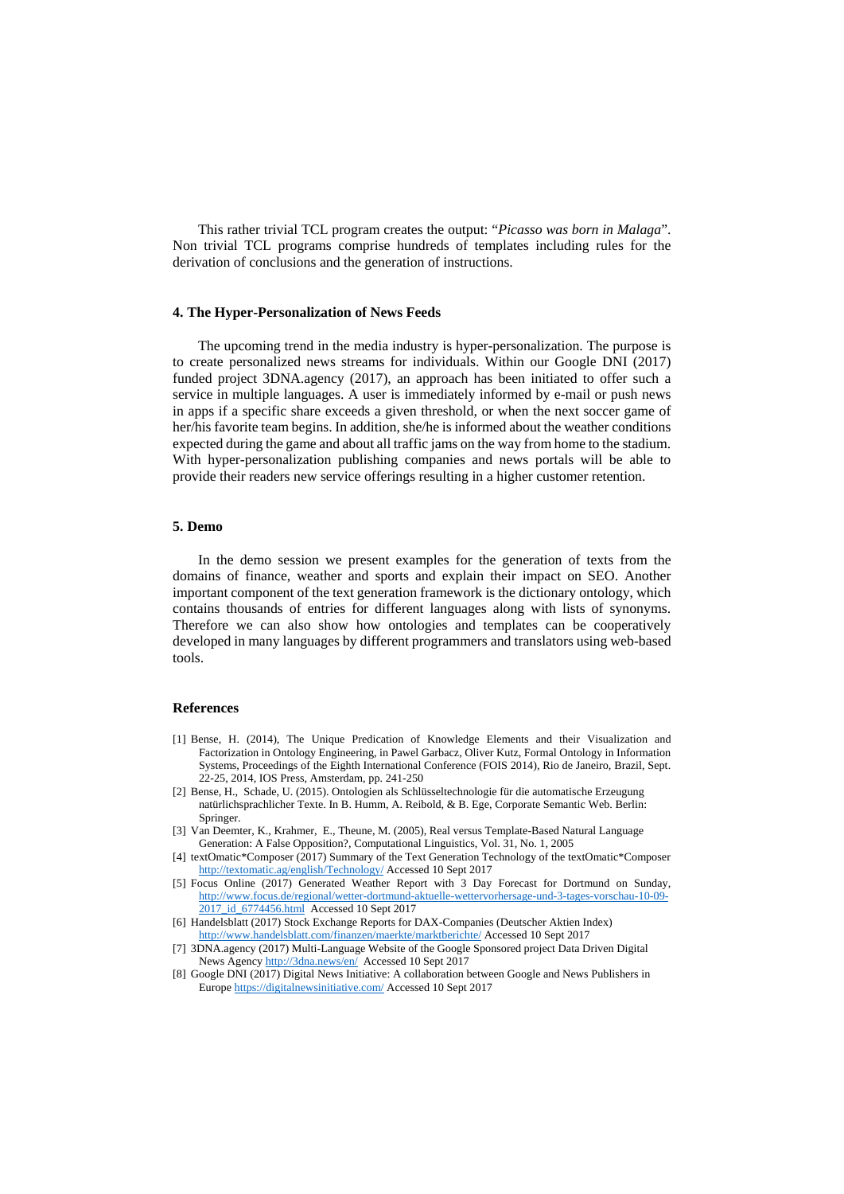This rather trivial TCL program creates the output: "*Picasso was born in Malaga*". Non trivial TCL programs comprise hundreds of templates including rules for the derivation of conclusions and the generation of instructions.

## 4. The Hyper-Personalization of News Feeds

The upcoming trend in the media industry is hyper-personalization. The purpose is to create personalized news streams for individuals. Within our Google DNI (2017) funded project 3DNA.agency (2017), an approach has been initiated to offer such a service in multiple languages. A user is immediately informed by e-mail or push news in apps if a specific share exceeds a given threshold, or when the next soccer game of her/his favorite team begins. In addition, she/he is informed about the weather conditions expected during the game and about all traffic jams on the way from home to the stadium. With hyper-personalization publishing companies and news portals will be able to provide their readers new service offerings resulting in a higher customer retention.

## 5. Demo

In the demo session we present examples for the generation of texts from the domains of finance, weather and sports and explain their impact on SEO. Another important component of the text generation framework is the dictionary ontology, which contains thousands of entries for different languages along with lists of synonyms. Therefore we can also show how ontologies and templates can be cooperatively developed in many languages by different programmers and translators using web-based tools.

## References

[1] Bense, H. (2014), The Unique Predication of Knowledge Elements and their Visualization and Factorization in Ontology Engineering, in Pawel Garbacz, Oliver Kutz, Formal Ontology in Information Systems, Proceedings of the Eighth International Conference (FOIS 2014), Rio de Janeiro, Brazil, Sept. 22-25, 2014, IOS Press, Amsterdam, pp. 241-250

[2] Bense, H., Schade, U. (2015). Ontologien als Schlüsseltechnologie für die automatische Erzeugung natürlichsprachlicher Texte. In B. Humm, A. Reibold, & B. Ege, Corporate Semantic Web. Berlin: Springer.

[3] Van Deemter, K., Krahmer, E., Theune, M. (2005), Real versus Template-Based Natural Language Generation: A False Opposition?, Computational Linguistics, Vol. 31, No. 1, 2005

[4] textOmatic*Composer (2017) Summary of the Text Generation Technology of the textOmatic*Composer http://textomatic.ag/english/Technology/ Accessed 10 Sept 2017

[5] Focus Online (2017) Generated Weather Report with 3 Day Forecast for Dortmund on Sunday, http://www.focus.de/regional/wetter-dortmund-aktuelle-wettervorhersage-und-3-tages-vorschau-10-09-2017_id_6774456.html Accessed 10 Sept 2017

[6] Handelsblatt (2017) Stock Exchange Reports for DAX-Companies (Deutscher Aktien Index) http://www.handelsblatt.com/finanzen/maerkte/marktberichte/ Accessed 10 Sept 2017

[7] 3DNA.agency (2017) Multi-Language Website of the Google Sponsored project Data Driven Digital News Agency http://3dna.news/en/ Accessed 10 Sept 2017

[8] Google DNI (2017) Digital News Initiative: A collaboration between Google and News Publishers in Europe https://digitalnewsinitiative.com/ Accessed 10 Sept 2017